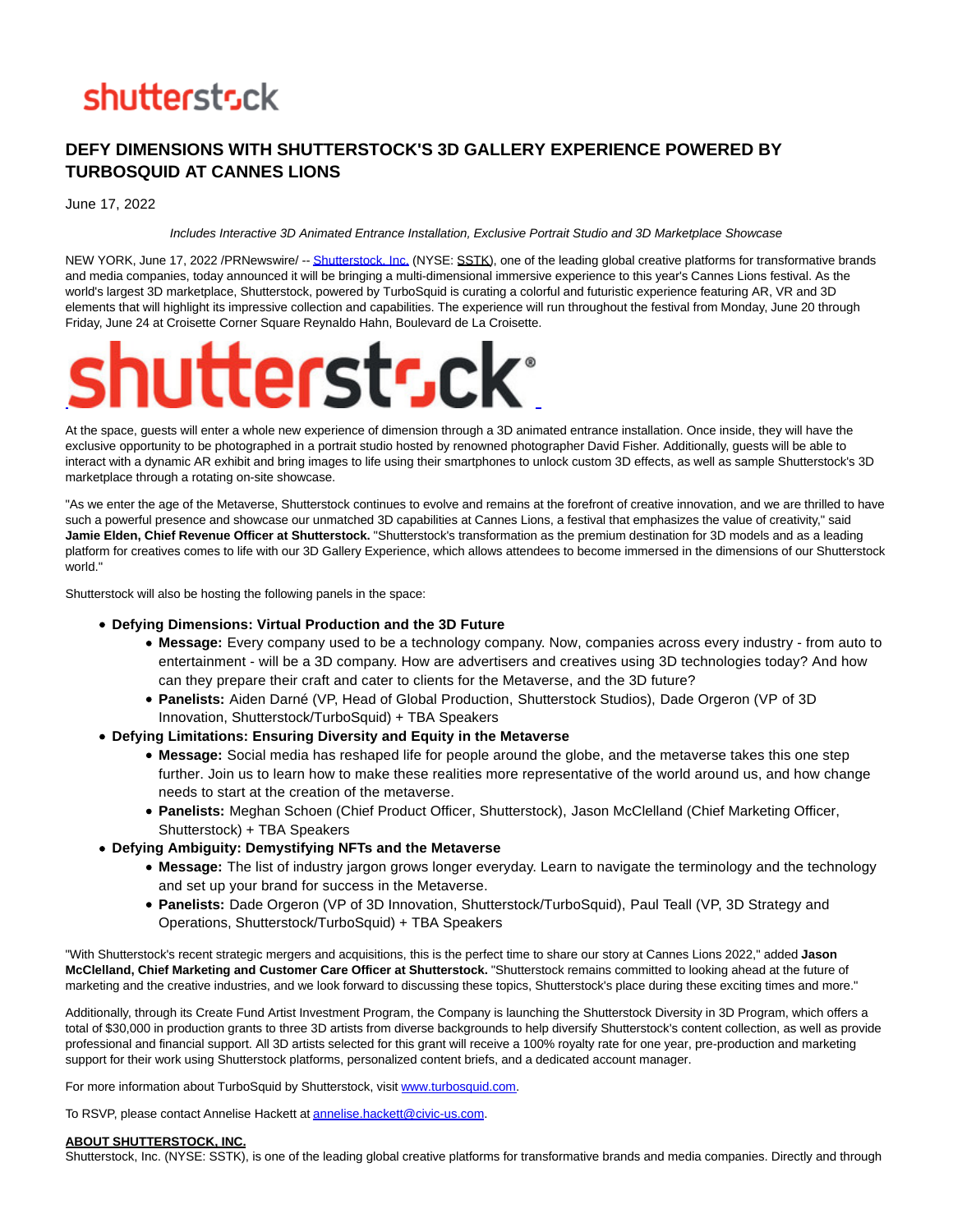# DEFY DIMENSIONS WITH SHUTTERSTOCK'S 3D GALLERY EXPERIENCE POWERED BY TURBOSQUID AT CANNES LIONS

June 17, 2022

*Includes Interactive 3D Animated Entrance Installation, Exclusive Portrait Studio and 3D Marketplace Showcase*

NEW YORK, June 17, 2022 /PRNewswire/ -- Shutterstock, Inc. (NYSE: SSTK), one of the leading global creative platforms for transformative brands and media companies, today announced it will be bringing a multi-dimensional immersive experience to this year's Cannes Lions festival. As the world's largest 3D marketplace, Shutterstock, powered by TurboSquid is curating a colorful and futuristic experience featuring AR, VR and 3D elements that will highlight its impressive collection and capabilities. The experience will run throughout the festival from Monday, June 20 through Friday, June 24 at Croisette Corner Square Reynaldo Hahn, Boulevard de La Croisette.

At the space, guests will enter a whole new experience of dimension through a 3D animated entrance installation. Once inside, they will have the exclusive opportunity to be photographed in a portrait studio hosted by renowned photographer David Fisher. Additionally, guests will be able to interact with a dynamic AR exhibit and bring images to life using their smartphones to unlock custom 3D effects, as well as sample Shutterstock's 3D marketplace through a rotating on-site showcase.

"As we enter the age of the Metaverse, Shutterstock continues to evolve and remains at the forefront of creative innovation, and we are thrilled to have such a powerful presence and showcase our unmatched 3D capabilities at Cannes Lions, a festival that emphasizes the value of creativity," said **Jamie Elden, Chief Revenue Officer at Shutterstock.** "Shutterstock's transformation as the premium destination for 3D models and as a leading platform for creatives comes to life with our 3D Gallery Experience, which allows attendees to become immersed in the dimensions of our Shutterstock world."

Shutterstock will also be hosting the following panels in the space:

- **Defying Dimensions: Virtual Production and the 3D Future**
  - **Message:** Every company used to be a technology company. Now, companies across every industry - from auto to entertainment - will be a 3D company. How are advertisers and creatives using 3D technologies today? And how can they prepare their craft and cater to clients for the Metaverse, and the 3D future?
  - **Panelists:** Aiden Darné (VP, Head of Global Production, Shutterstock Studios), Dade Orgeron (VP of 3D Innovation, Shutterstock/TurboSquid) + TBA Speakers
- **Defying Limitations: Ensuring Diversity and Equity in the Metaverse**
  - **Message:** Social media has reshaped life for people around the globe, and the metaverse takes this one step further. Join us to learn how to make these realities more representative of the world around us, and how change needs to start at the creation of the metaverse.
  - **Panelists:** Meghan Schoen (Chief Product Officer, Shutterstock), Jason McClelland (Chief Marketing Officer, Shutterstock) + TBA Speakers
- **Defying Ambiguity: Demystifying NFTs and the Metaverse**
  - **Message:** The list of industry jargon grows longer everyday. Learn to navigate the terminology and the technology and set up your brand for success in the Metaverse.
  - **Panelists:** Dade Orgeron (VP of 3D Innovation, Shutterstock/TurboSquid), Paul Teall (VP, 3D Strategy and Operations, Shutterstock/TurboSquid) + TBA Speakers

"With Shutterstock's recent strategic mergers and acquisitions, this is the perfect time to share our story at Cannes Lions 2022," added **Jason McClelland, Chief Marketing and Customer Care Officer at Shutterstock.** "Shutterstock remains committed to looking ahead at the future of marketing and the creative industries, and we look forward to discussing these topics, Shutterstock's place during these exciting times and more."

Additionally, through its Create Fund Artist Investment Program, the Company is launching the Shutterstock Diversity in 3D Program, which offers a total of $30,000 in production grants to three 3D artists from diverse backgrounds to help diversify Shutterstock's content collection, as well as provide professional and financial support. All 3D artists selected for this grant will receive a 100% royalty rate for one year, pre-production and marketing support for their work using Shutterstock platforms, personalized content briefs, and a dedicated account manager.

For more information about TurboSquid by Shutterstock, visit www.turbosquid.com.

To RSVP, please contact Annelise Hackett at annelise.hackett@civic-us.com.

**ABOUT SHUTTERSTOCK, INC.**

Shutterstock, Inc. (NYSE: SSTK), is one of the leading global creative platforms for transformative brands and media companies. Directly and through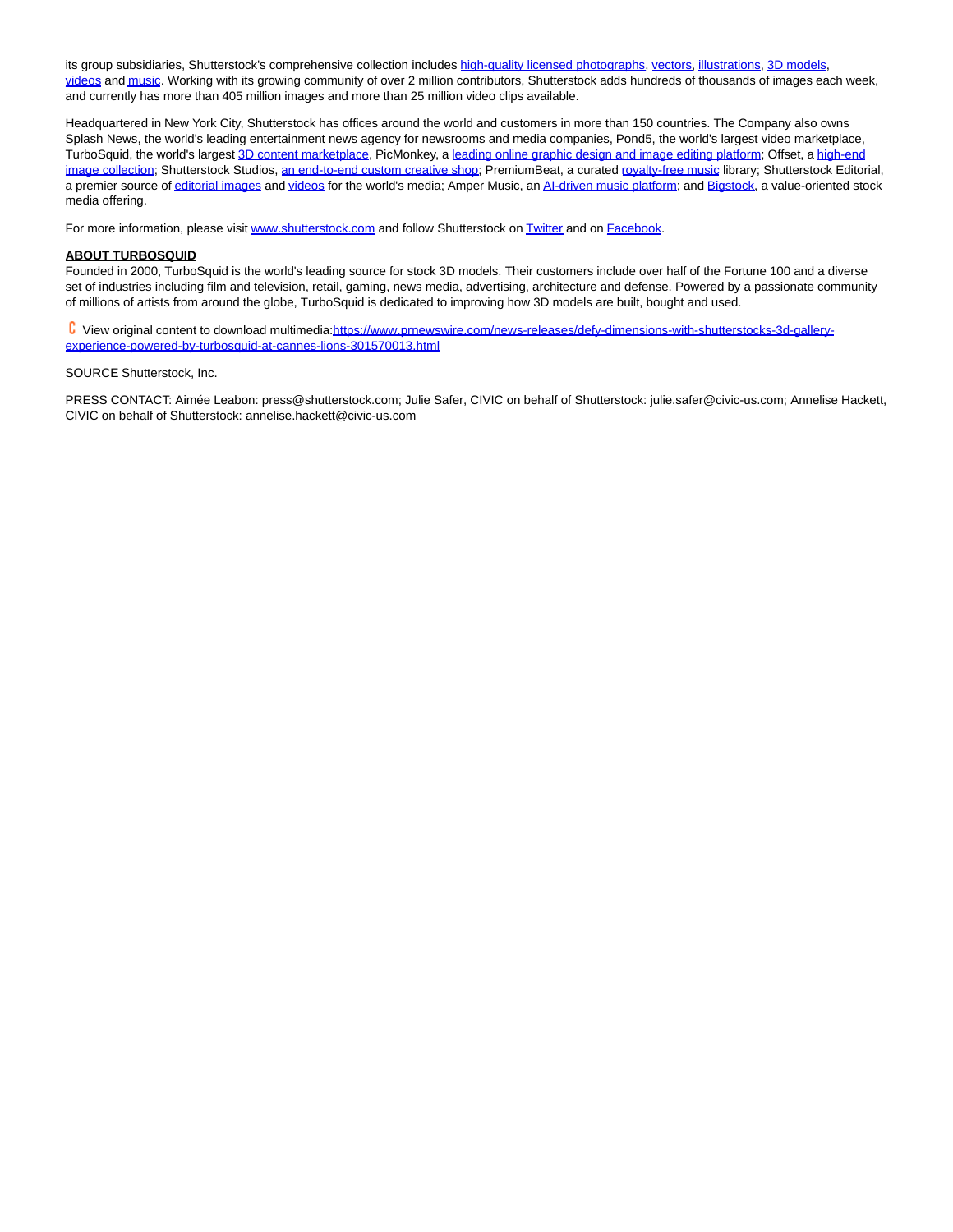its group subsidiaries, Shutterstock's comprehensive collection includes high-quality licensed photographs, vectors, illustrations, 3D models, videos and music. Working with its growing community of over 2 million contributors, Shutterstock adds hundreds of thousands of images each week, and currently has more than 405 million images and more than 25 million video clips available.

Headquartered in New York City, Shutterstock has offices around the world and customers in more than 150 countries. The Company also owns Splash News, the world's leading entertainment news agency for newsrooms and media companies, Pond5, the world's largest video marketplace, TurboSquid, the world's largest 3D content marketplace, PicMonkey, a leading online graphic design and image editing platform; Offset, a high-end image collection; Shutterstock Studios, an end-to-end custom creative shop; PremiumBeat, a curated royalty-free music library; Shutterstock Editorial, a premier source of editorial images and videos for the world's media; Amper Music, an AI-driven music platform; and Bigstock, a value-oriented stock media offering.

For more information, please visit www.shutterstock.com and follow Shutterstock on Twitter and on Facebook.

**ABOUT TURBOSQUID**

Founded in 2000, TurboSquid is the world's leading source for stock 3D models. Their customers include over half of the Fortune 100 and a diverse set of industries including film and television, retail, gaming, news media, advertising, architecture and defense. Powered by a passionate community of millions of artists from around the globe, TurboSquid is dedicated to improving how 3D models are built, bought and used.

View original content to download multimedia:https://www.prnewswire.com/news-releases/defy-dimensions-with-shutterstocks-3d-gallery-experience-powered-by-turbosquid-at-cannes-lions-301570013.html

SOURCE Shutterstock, Inc.

PRESS CONTACT: Aimée Leabon: press@shutterstock.com; Julie Safer, CIVIC on behalf of Shutterstock: julie.safer@civic-us.com; Annelise Hackett, CIVIC on behalf of Shutterstock: annelise.hackett@civic-us.com